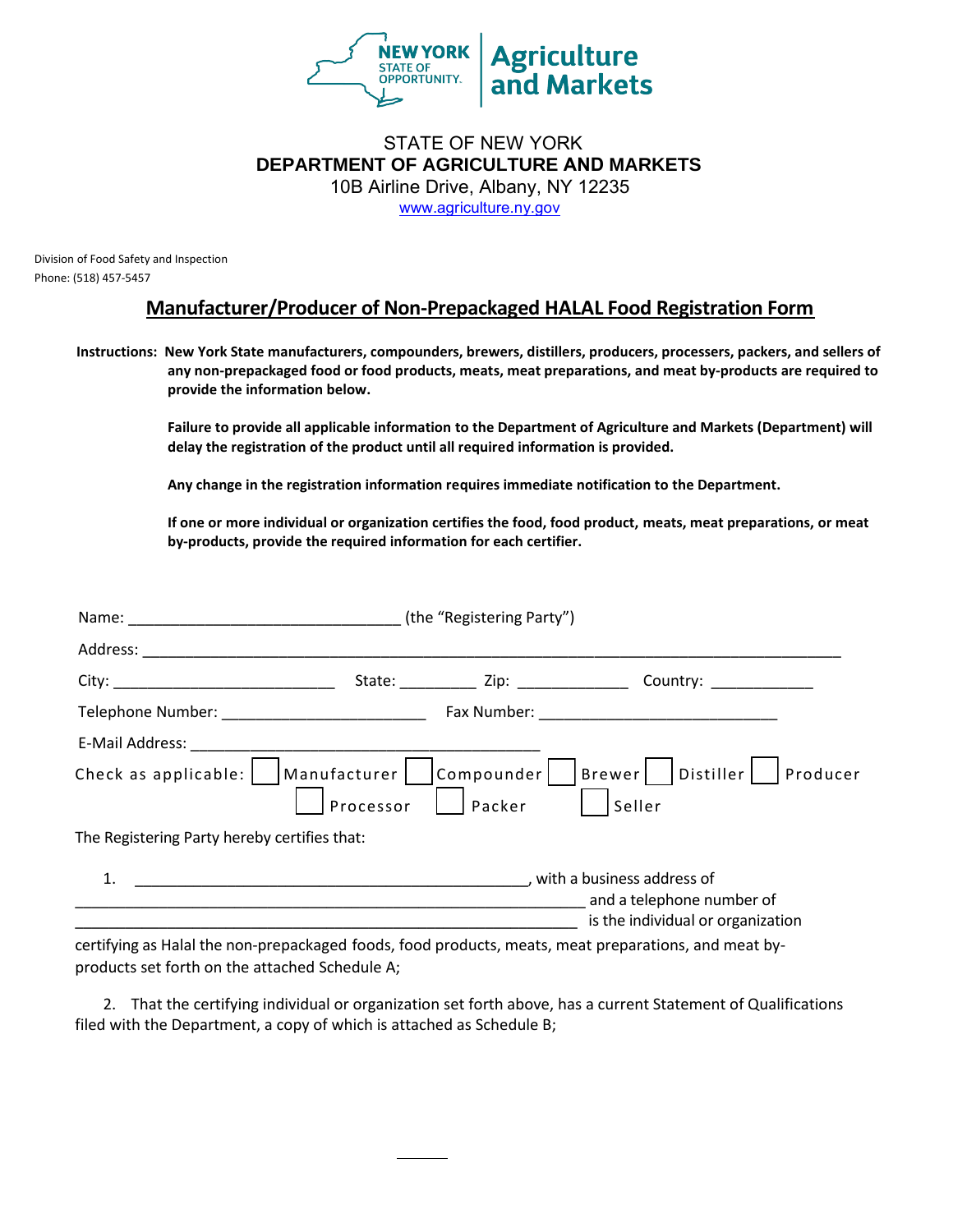NEW YORK STATE OF OPPORTUNITY. | Agriculture and Markets

STATE OF NEW YORK
**DEPARTMENT OF AGRICULTURE AND MARKETS**
10B Airline Drive, Albany, NY 12235
www.agriculture.ny.gov

Division of Food Safety and Inspection
Phone: (518) 457-5457

## Manufacturer/Producer of Non-Prepackaged HALAL Food Registration Form

**Instructions: New York State manufacturers, compounders, brewers, distillers, producers, processers, packers, and sellers of any non-prepackaged food or food products, meats, meat preparations, and meat by-products are required to provide the information below.**

**Failure to provide all applicable information to the Department of Agriculture and Markets (Department) will delay the registration of the product until all required information is provided.**

**Any change in the registration information requires immediate notification to the Department.**

**If one or more individual or organization certifies the food, food product, meats, meat preparations, or meat by-products, provide the required information for each certifier.**

Name: ________________________________ (the "Registering Party")

Address: ______________________________________________________________________________

City: __________________________ State: _________ Zip: _____________ Country: ____________

Telephone Number: ________________________ Fax Number: ____________________________

E-Mail Address: _________________________________________

Check as applicable: ☐ Manufacturer ☐ Compounder ☐ Brewer ☐ Distiller ☐ Producer ☐ Processor ☐ Packer ☐ Seller

The Registering Party hereby certifies that:

1. _______________________________________________, with a business address of _____________________________________________________________ and a telephone number of ____________________________________________________________ is the individual or organization certifying as Halal the non-prepackaged foods, food products, meats, meat preparations, and meat by-products set forth on the attached Schedule A;

2. That the certifying individual or organization set forth above, has a current Statement of Qualifications filed with the Department, a copy of which is attached as Schedule B;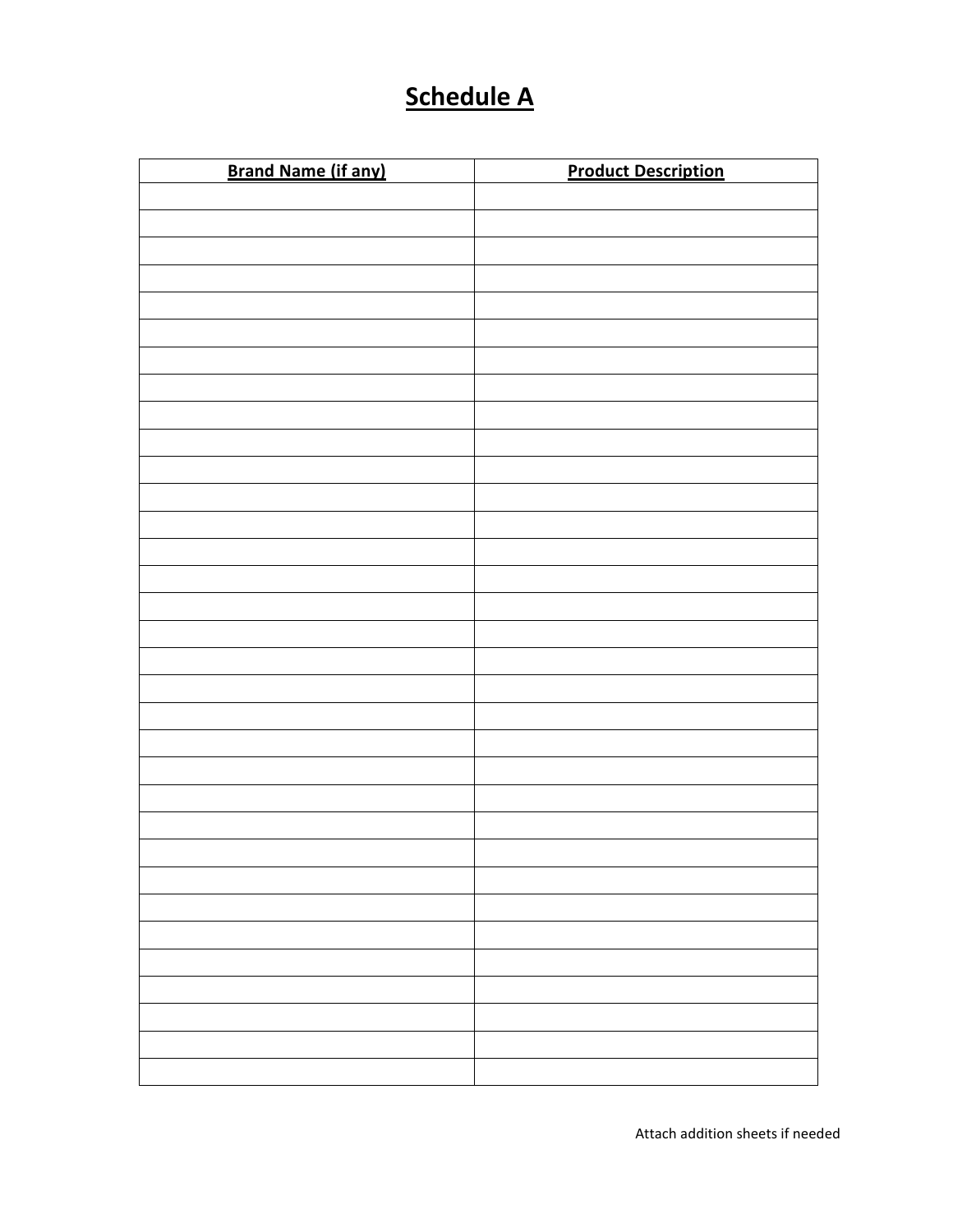# Schedule A

| Brand Name (if any) | Product Description |
| --- | --- |
| | |
| | |
| | |
| | |
| | |
| | |
| | |
| | |
| | |
| | |
| | |
| | |
| | |
| | |
| | |
| | |
| | |
| | |
| | |
| | |
| | |
| | |
| | |
| | |
| | |
| | |
| | |
| | |
| | |
| | |
| | |
| | |
| | |

Attach addition sheets if needed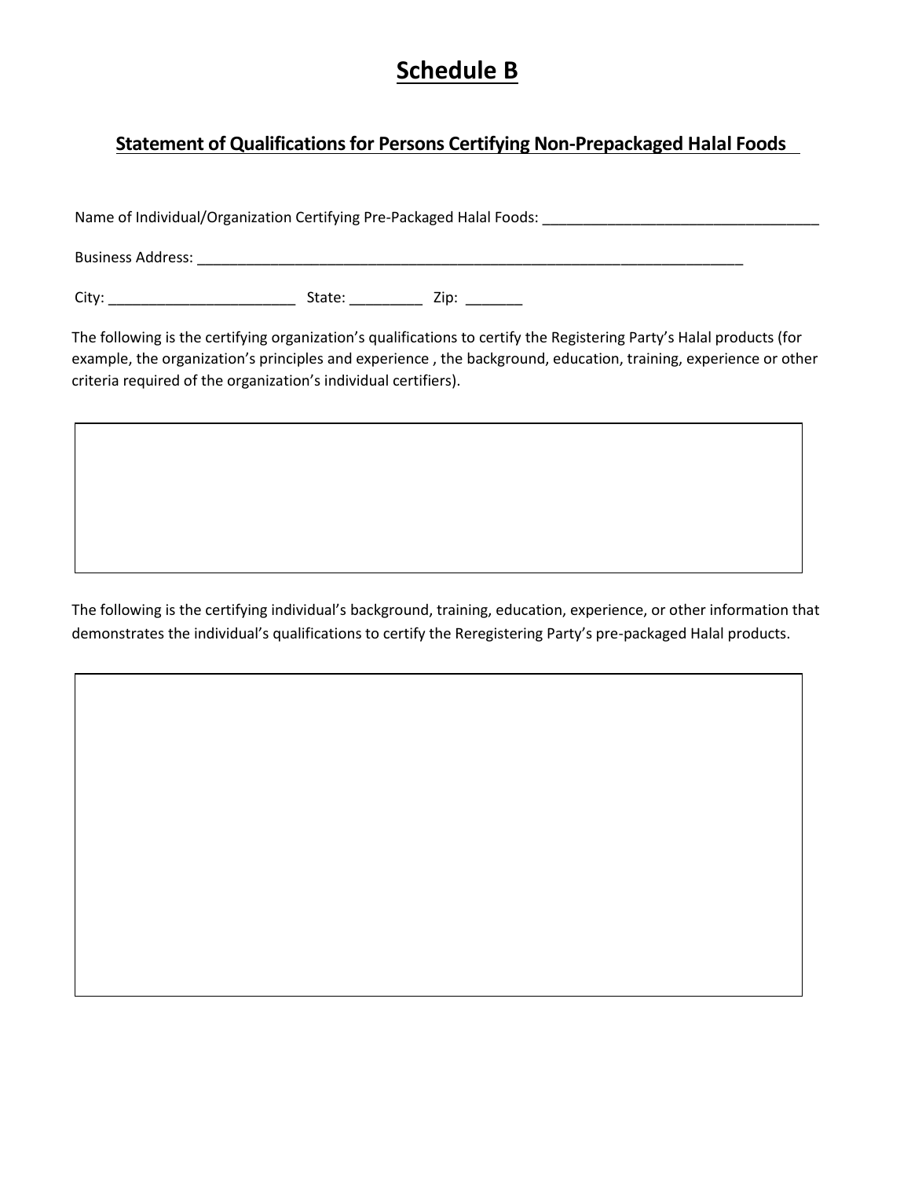# Schedule B

## Statement of Qualifications for Persons Certifying Non-Prepackaged Halal Foods

Name of Individual/Organization Certifying Pre-Packaged Halal Foods: ___________________________________

Business Address: _______________________________________________________________________

City: _______________________ State: _________ Zip: _______

The following is the certifying organization's qualifications to certify the Registering Party's Halal products (for example, the organization's principles and experience , the background, education, training, experience or other criteria required of the organization's individual certifiers).

| |
|---|
| |

The following is the certifying individual's background, training, education, experience, or other information that demonstrates the individual's qualifications to certify the Reregistering Party's pre-packaged Halal products.

| |
|---|
| |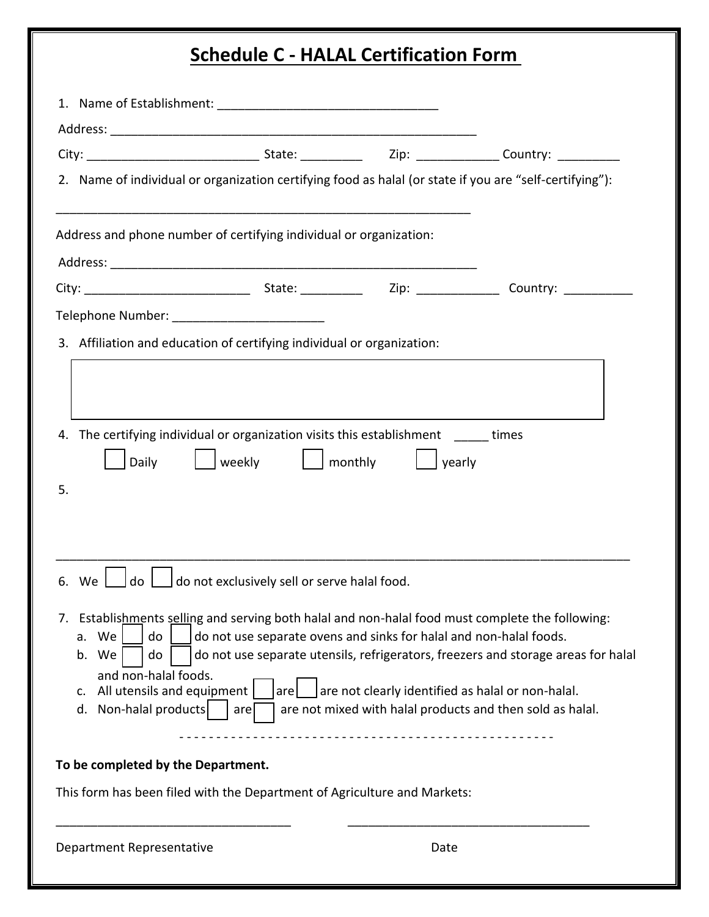# Schedule C - HALAL Certification Form

1. Name of Establishment: ________________________________

   Address: ______________________________________________________

   City: _________________________ State: _________ Zip: ____________ Country: _________

2. Name of individual or organization certifying food as halal (or state if you are "self-certifying"):

   ______________________________________________________________

   Address and phone number of certifying individual or organization:

   Address: ______________________________________________________

   City: ________________________ State: _________ Zip: ____________ Country: __________

   Telephone Number: ______________________

3. Affiliation and education of certifying individual or organization:

   [ ]

4. The certifying individual or organization visits this establishment _____ times

   ☐ Daily ☐ weekly ☐ monthly ☐ yearly

5.

   ____________________________________________________________________________________

6. We ☐ do ☐ do not exclusively sell or serve halal food.

7. Establishments selling and serving both halal and non-halal food must complete the following:
   a. We ☐ do ☐ do not use separate ovens and sinks for halal and non-halal foods.
   b. We ☐ do ☐ do not use separate utensils, refrigerators, freezers and storage areas for halal and non-halal foods.
   c. All utensils and equipment ☐ are ☐ are not clearly identified as halal or non-halal.
   d. Non-halal products ☐ are ☐ are not mixed with halal products and then sold as halal.

- - - - - - - - - - - - - - - - - - - - - - - - - - - - - - - - - - - - - - - - - - - - - - - - - - -

**To be completed by the Department.**

This form has been filed with the Department of Agriculture and Markets:

__________________________________ __________________________________

Department Representative Date